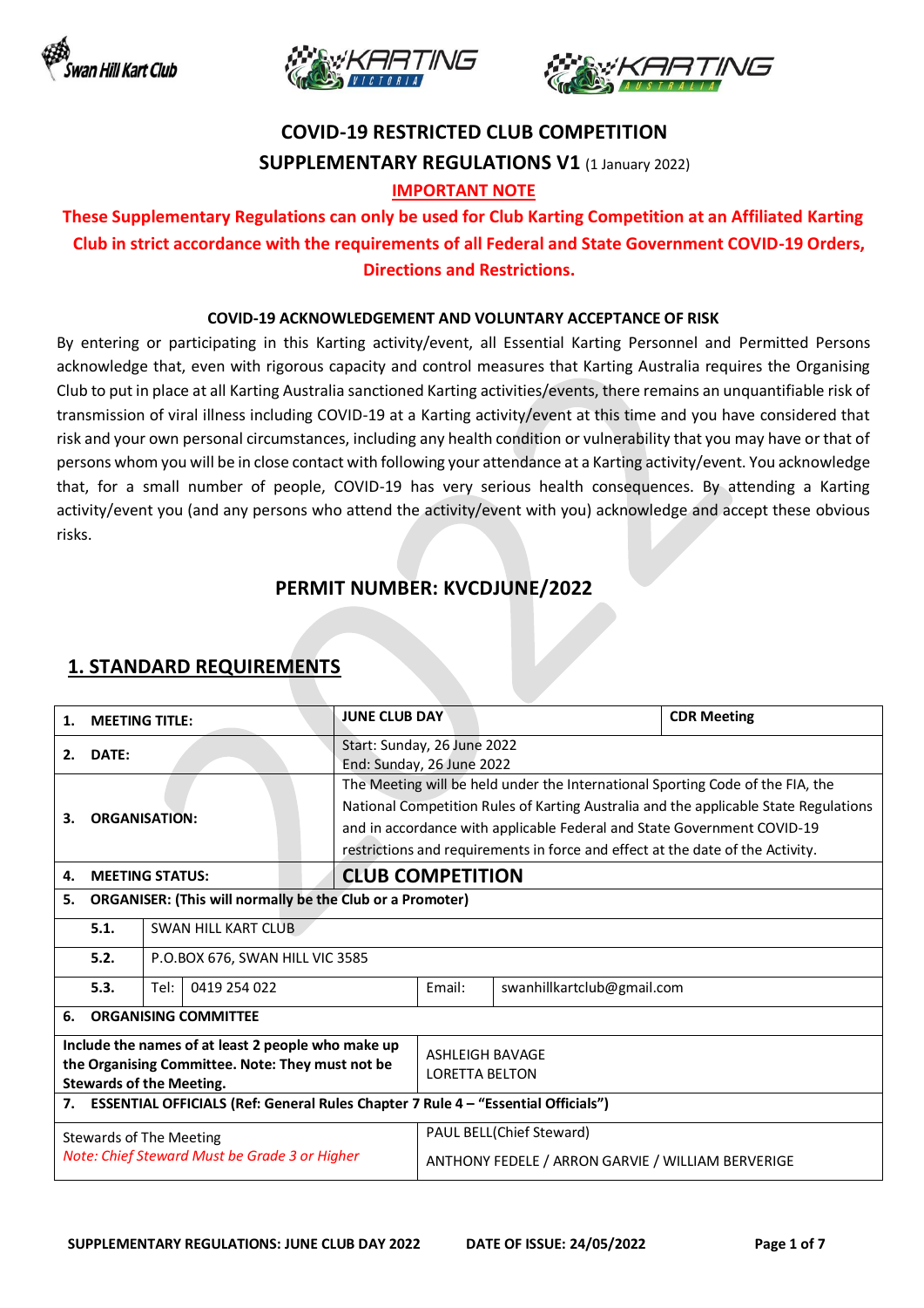# COVID-19 RESTRICTED CLUB COMPETITION

## SUPPLEMENTARY REGULATIONS V1 (1 January 2022)

**IMPORTANT NOTE**

**These Supplementary Regulations can only be used for Club Karting Competition at an Affiliated Karting Club in strict accordance with the requirements of all Federal and State Government COVID-19 Orders, Directions and Restrictions.**

**COVID-19 ACKNOWLEDGEMENT AND VOLUNTARY ACCEPTANCE OF RISK**

By entering or participating in this Karting activity/event, all Essential Karting Personnel and Permitted Persons acknowledge that, even with rigorous capacity and control measures that Karting Australia requires the Organising Club to put in place at all Karting Australia sanctioned Karting activities/events, there remains an unquantifiable risk of transmission of viral illness including COVID-19 at a Karting activity/event at this time and you have considered that risk and your own personal circumstances, including any health condition or vulnerability that you may have or that of persons whom you will be in close contact with following your attendance at a Karting activity/event. You acknowledge that, for a small number of people, COVID-19 has very serious health consequences. By attending a Karting activity/event you (and any persons who attend the activity/event with you) acknowledge and accept these obvious risks.

## PERMIT NUMBER: KVCDJUNE/2022

## 1. STANDARD REQUIREMENTS

| | | | | |
|---|---|---|---|---|
| **1. MEETING TITLE:** | | **JUNE CLUB DAY** | | **CDR Meeting** |
| **2. DATE:** | | Start: Sunday, 26 June 2022<br>End: Sunday, 26 June 2022 | | |
| **3. ORGANISATION:** | | The Meeting will be held under the International Sporting Code of the FIA, the National Competition Rules of Karting Australia and the applicable State Regulations and in accordance with applicable Federal and State Government COVID-19 restrictions and requirements in force and effect at the date of the Activity. | | |
| **4. MEETING STATUS:** | | **CLUB COMPETITION** | | |
| **5. ORGANISER: (This will normally be the Club or a Promoter)** | | | | |
| **5.1.** | SWAN HILL KART CLUB | | | |
| **5.2.** | P.O.BOX 676, SWAN HILL VIC 3585 | | | |
| **5.3.** | Tel: 0419 254 022 | | Email: | swanhillkartclub@gmail.com |
| **6. ORGANISING COMMITTEE** | | | | |
| **Include the names of at least 2 people who make up the Organising Committee. Note: They must not be Stewards of the Meeting.** | | ASHLEIGH BAVAGE<br>LORETTA BELTON | | |
| **7. ESSENTIAL OFFICIALS (Ref: General Rules Chapter 7 Rule 4 – "Essential Officials")** | | | | |
| Stewards of The Meeting<br>*Note: Chief Steward Must be Grade 3 or Higher* | | PAUL BELL(Chief Steward)<br>ANTHONY FEDELE / ARRON GARVIE / WILLIAM BERVERIGE | | |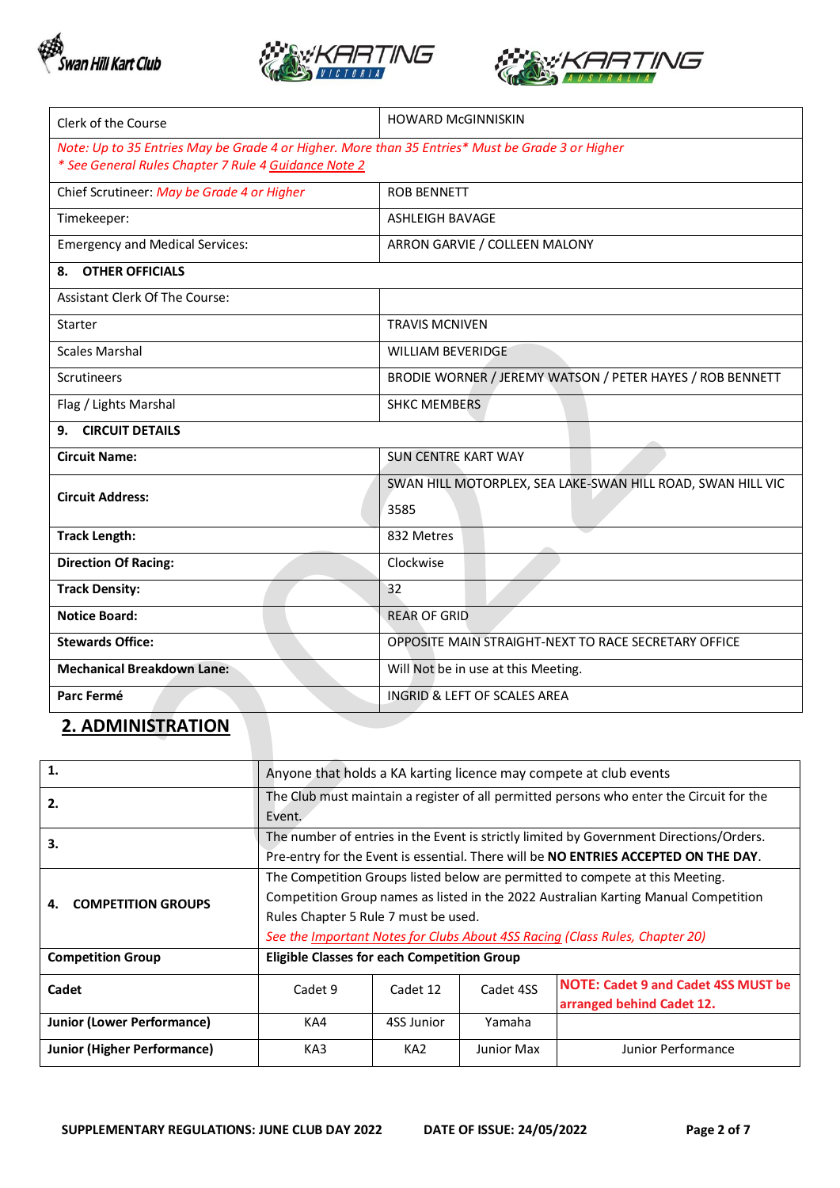| Clerk of the Course | HOWARD McGINNISKIN |
|---|---|
| *Note: Up to 35 Entries May be Grade 4 or Higher. More than 35 Entries\* Must be Grade 3 or Higher* *\* See General Rules Chapter 7 Rule 4 Guidance Note 2* | |
| Chief Scrutineer: *May be Grade 4 or Higher* | ROB BENNETT |
| Timekeeper: | ASHLEIGH BAVAGE |
| Emergency and Medical Services: | ARRON GARVIE / COLLEEN MALONY |
| **8. OTHER OFFICIALS** | |
| Assistant Clerk Of The Course: | |
| Starter | TRAVIS MCNIVEN |
| Scales Marshal | WILLIAM BEVERIDGE |
| Scrutineers | BRODIE WORNER / JEREMY WATSON / PETER HAYES / ROB BENNETT |
| Flag / Lights Marshal | SHKC MEMBERS |
| **9. CIRCUIT DETAILS** | |
| **Circuit Name:** | SUN CENTRE KART WAY |
| **Circuit Address:** | SWAN HILL MOTORPLEX, SEA LAKE-SWAN HILL ROAD, SWAN HILL VIC 3585 |
| **Track Length:** | 832 Metres |
| **Direction Of Racing:** | Clockwise |
| **Track Density:** | 32 |
| **Notice Board:** | REAR OF GRID |
| **Stewards Office:** | OPPOSITE MAIN STRAIGHT-NEXT TO RACE SECRETARY OFFICE |
| **Mechanical Breakdown Lane:** | Will Not be in use at this Meeting. |
| **Parc Fermé** | INGRID & LEFT OF SCALES AREA |

## 2. ADMINISTRATION

| **1.** | Anyone that holds a KA karting licence may compete at club events | | | |
|---|---|---|---|---|
| **2.** | The Club must maintain a register of all permitted persons who enter the Circuit for the Event. | | | |
| **3.** | The number of entries in the Event is strictly limited by Government Directions/Orders. Pre-entry for the Event is essential. There will be **NO ENTRIES ACCEPTED ON THE DAY**. | | | |
| **4. COMPETITION GROUPS** | The Competition Groups listed below are permitted to compete at this Meeting. Competition Group names as listed in the 2022 Australian Karting Manual Competition Rules Chapter 5 Rule 7 must be used. *See the Important Notes for Clubs About 4SS Racing (Class Rules, Chapter 20)* | | | |
| **Competition Group** | **Eligible Classes for each Competition Group** | | | |
| **Cadet** | Cadet 9 | Cadet 12 | Cadet 4SS | **NOTE: Cadet 9 and Cadet 4SS MUST be arranged behind Cadet 12.** |
| **Junior (Lower Performance)** | KA4 | 4SS Junior | Yamaha | |
| **Junior (Higher Performance)** | KA3 | KA2 | Junior Max | Junior Performance |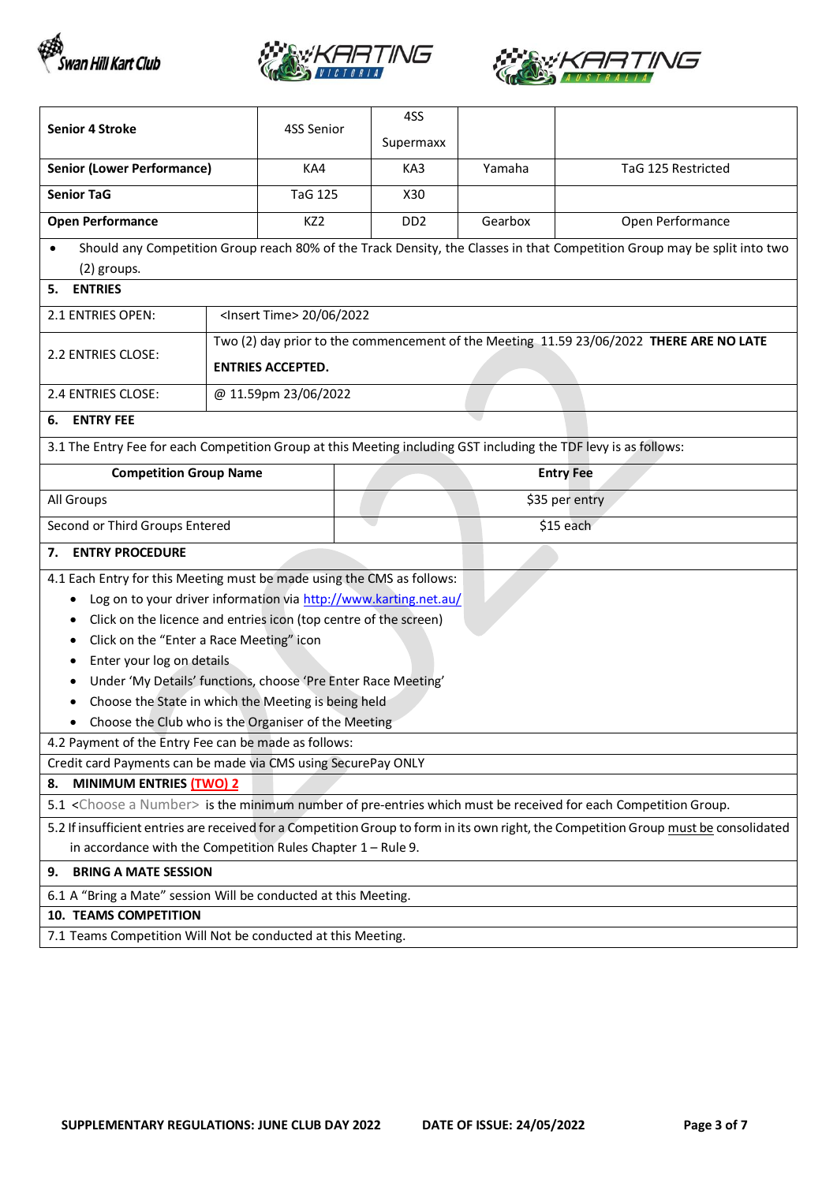| Senior 4 Stroke | 4SS Senior | 4SS Supermaxx | | |
|---|---|---|---|---|
| **Senior (Lower Performance)** | KA4 | KA3 | Yamaha | TaG 125 Restricted |
| **Senior TaG** | TaG 125 | X30 | | |
| **Open Performance** | KZ2 | DD2 | Gearbox | Open Performance |

- Should any Competition Group reach 80% of the Track Density, the Classes in that Competition Group may be split into two (2) groups.

## 5. ENTRIES

| | |
|---|---|
| 2.1 ENTRIES OPEN: | <Insert Time> 20/06/2022 |
| 2.2 ENTRIES CLOSE: | Two (2) day prior to the commencement of the Meeting 11.59 23/06/2022 **THERE ARE NO LATE ENTRIES ACCEPTED.** |
| 2.4 ENTRIES CLOSE: | @ 11.59pm 23/06/2022 |

## 6. ENTRY FEE

3.1 The Entry Fee for each Competition Group at this Meeting including GST including the TDF levy is as follows:

| Competition Group Name | Entry Fee |
|---|---|
| All Groups | $35 per entry |
| Second or Third Groups Entered | $15 each |

## 7. ENTRY PROCEDURE

4.1 Each Entry for this Meeting must be made using the CMS as follows:

- Log on to your driver information via http://www.karting.net.au/
- Click on the licence and entries icon (top centre of the screen)
- Click on the "Enter a Race Meeting" icon
- Enter your log on details
- Under 'My Details' functions, choose 'Pre Enter Race Meeting'
- Choose the State in which the Meeting is being held
- Choose the Club who is the Organiser of the Meeting

4.2 Payment of the Entry Fee can be made as follows:

Credit card Payments can be made via CMS using SecurePay ONLY

## 8. MINIMUM ENTRIES (TWO) 2

5.1 <Choose a Number> is the minimum number of pre-entries which must be received for each Competition Group.

5.2 If insufficient entries are received for a Competition Group to form in its own right, the Competition Group must be consolidated in accordance with the Competition Rules Chapter 1 – Rule 9.

## 9. BRING A MATE SESSION

6.1 A "Bring a Mate" session Will be conducted at this Meeting.

## 10. TEAMS COMPETITION

7.1 Teams Competition Will Not be conducted at this Meeting.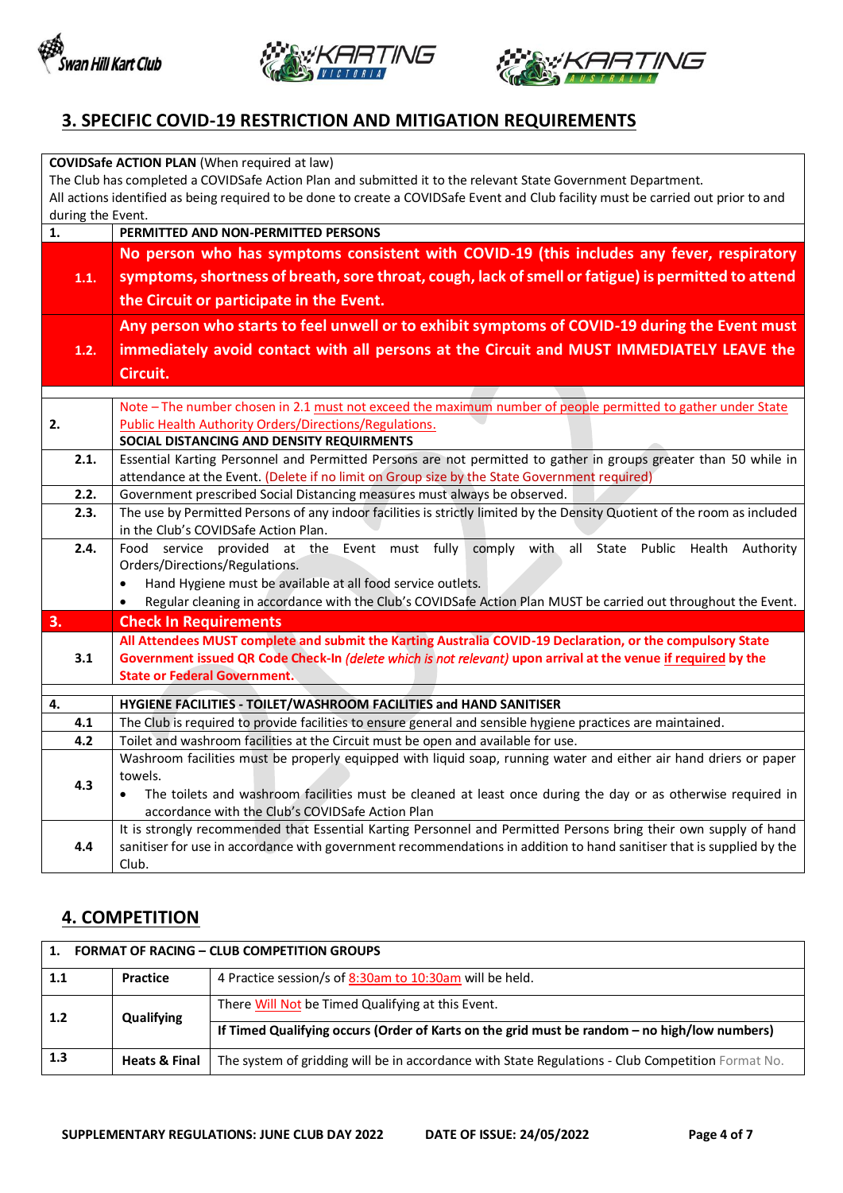## 3. SPECIFIC COVID-19 RESTRICTION AND MITIGATION REQUIREMENTS

| | |
|---|---|
| **COVIDSafe ACTION PLAN** (When required at law)<br>The Club has completed a COVIDSafe Action Plan and submitted it to the relevant State Government Department.<br>All actions identified as being required to be done to create a COVIDSafe Event and Club facility must be carried out prior to and during the Event. | |
| **1.** | **PERMITTED AND NON-PERMITTED PERSONS** |
| **1.1.** | **No person who has symptoms consistent with COVID-19 (this includes any fever, respiratory symptoms, shortness of breath, sore throat, cough, lack of smell or fatigue) is permitted to attend the Circuit or participate in the Event.** |
| **1.2.** | **Any person who starts to feel unwell or to exhibit symptoms of COVID-19 during the Event must immediately avoid contact with all persons at the Circuit and MUST IMMEDIATELY LEAVE the Circuit.** |
| **2.** | Note – The number chosen in 2.1 must not exceed the maximum number of people permitted to gather under State Public Health Authority Orders/Directions/Regulations.<br>**SOCIAL DISTANCING AND DENSITY REQUIRMENTS** |
| **2.1.** | Essential Karting Personnel and Permitted Persons are not permitted to gather in groups greater than 50 while in attendance at the Event. (Delete if no limit on Group size by the State Government required) |
| **2.2.** | Government prescribed Social Distancing measures must always be observed. |
| **2.3.** | The use by Permitted Persons of any indoor facilities is strictly limited by the Density Quotient of the room as included in the Club's COVIDSafe Action Plan. |
| **2.4.** | Food service provided at the Event must fully comply with all State Public Health Authority Orders/Directions/Regulations.<br>• Hand Hygiene must be available at all food service outlets.<br>• Regular cleaning in accordance with the Club's COVIDSafe Action Plan MUST be carried out throughout the Event. |
| **3.** | **Check In Requirements** |
| **3.1** | **All Attendees MUST complete and submit the Karting Australia COVID-19 Declaration, or the compulsory State Government issued QR Code Check-In *(delete which is not relevant)* upon arrival at the venue if required by the State or Federal Government.** |
| **4.** | **HYGIENE FACILITIES - TOILET/WASHROOM FACILITIES and HAND SANITISER** |
| **4.1** | The Club is required to provide facilities to ensure general and sensible hygiene practices are maintained. |
| **4.2** | Toilet and washroom facilities at the Circuit must be open and available for use. |
| **4.3** | Washroom facilities must be properly equipped with liquid soap, running water and either air hand driers or paper towels.<br>• The toilets and washroom facilities must be cleaned at least once during the day or as otherwise required in accordance with the Club's COVIDSafe Action Plan |
| **4.4** | It is strongly recommended that Essential Karting Personnel and Permitted Persons bring their own supply of hand sanitiser for use in accordance with government recommendations in addition to hand sanitiser that is supplied by the Club. |

## 4. COMPETITION

| **1.** | **FORMAT OF RACING – CLUB COMPETITION GROUPS** | |
|---|---|---|
| **1.1** | **Practice** | 4 Practice session/s of 8:30am to 10:30am will be held. |
| **1.2** | **Qualifying** | There Will Not be Timed Qualifying at this Event.<br>**If Timed Qualifying occurs (Order of Karts on the grid must be random – no high/low numbers)** |
| **1.3** | **Heats & Final** | The system of gridding will be in accordance with State Regulations - Club Competition Format No. |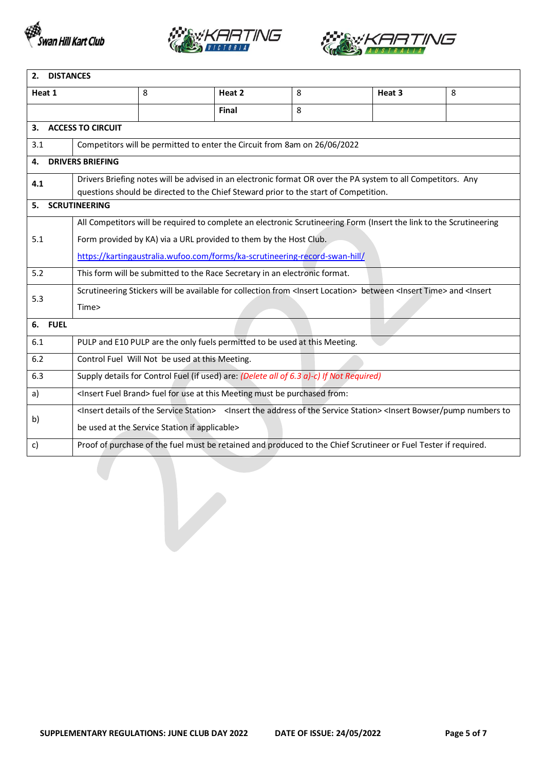| **2. DISTANCES** | | | | | |
|---|---|---|---|---|---|
| **Heat 1** | 8 | **Heat 2** | 8 | **Heat 3** | 8 |
| | | **Final** | 8 | | |

| **3. ACCESS TO CIRCUIT** | |
|---|---|
| 3.1 | Competitors will be permitted to enter the Circuit from 8am on 26/06/2022 |
| **4. DRIVERS BRIEFING** | |
| **4.1** | Drivers Briefing notes will be advised in an electronic format OR over the PA system to all Competitors. Any questions should be directed to the Chief Steward prior to the start of Competition. |
| **5. SCRUTINEERING** | |
| 5.1 | All Competitors will be required to complete an electronic Scrutineering Form (Insert the link to the Scrutineering Form provided by KA) via a URL provided to them by the Host Club. https://kartingaustralia.wufoo.com/forms/ka-scrutineering-record-swan-hill/ |
| 5.2 | This form will be submitted to the Race Secretary in an electronic format. |
| 5.3 | Scrutineering Stickers will be available for collection from <Insert Location> between <Insert Time> and <Insert Time> |
| **6. FUEL** | |
| 6.1 | PULP and E10 PULP are the only fuels permitted to be used at this Meeting. |
| 6.2 | Control Fuel Will Not be used at this Meeting. |
| 6.3 | Supply details for Control Fuel (if used) are: *(Delete all of 6.3 a)-c) If Not Required)* |
| a) | <Insert Fuel Brand> fuel for use at this Meeting must be purchased from: |
| b) | <Insert details of the Service Station> <Insert the address of the Service Station> <Insert Bowser/pump numbers to be used at the Service Station if applicable> |
| c) | Proof of purchase of the fuel must be retained and produced to the Chief Scrutineer or Fuel Tester if required. |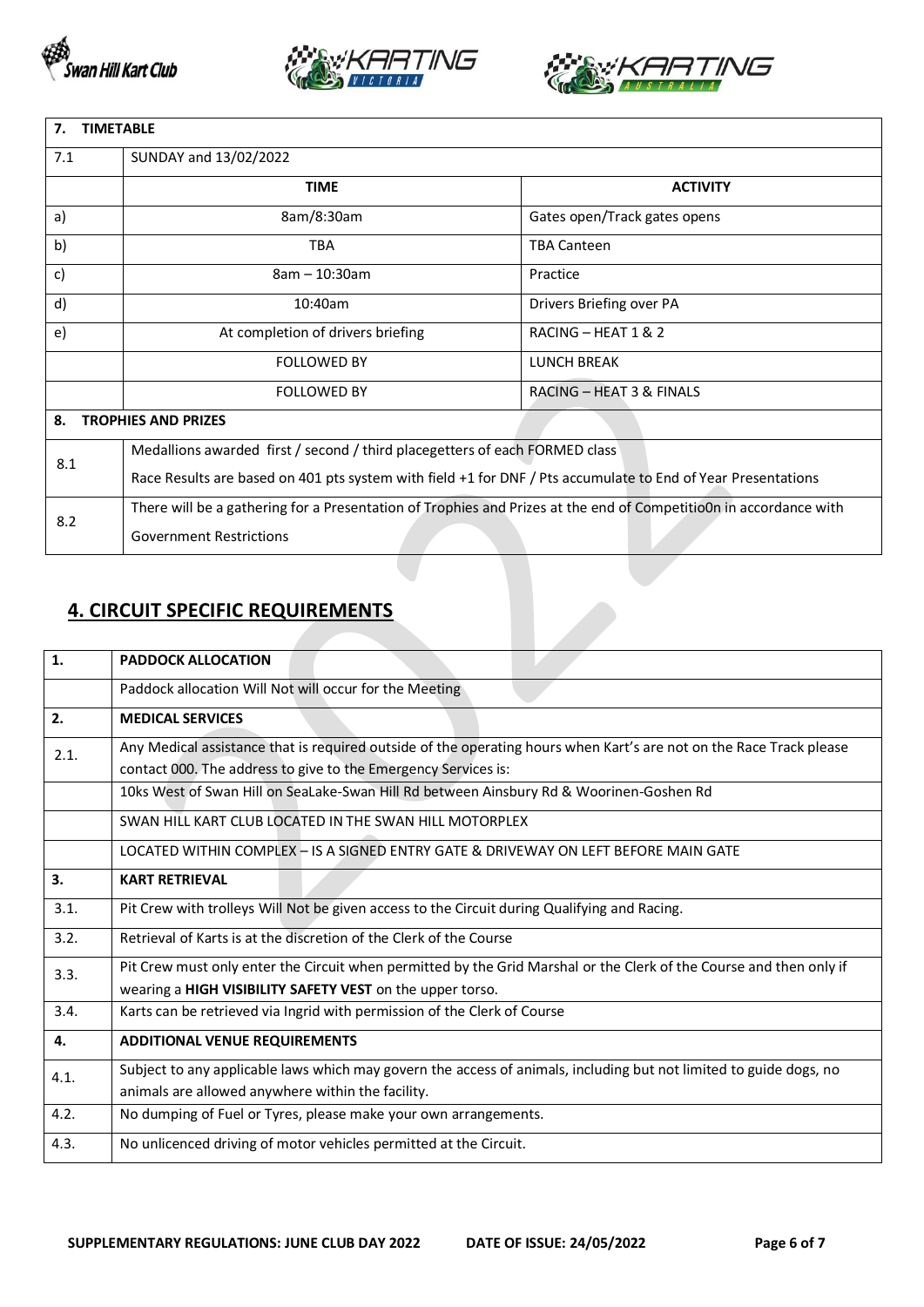| 7. | TIMETABLE | |
|---|---|---|
| 7.1 | SUNDAY and 13/02/2022 | |
| | **TIME** | **ACTIVITY** |
| a) | 8am/8:30am | Gates open/Track gates opens |
| b) | TBA | TBA Canteen |
| c) | 8am – 10:30am | Practice |
| d) | 10:40am | Drivers Briefing over PA |
| e) | At completion of drivers briefing | RACING – HEAT 1 & 2 |
| | FOLLOWED BY | LUNCH BREAK |
| | FOLLOWED BY | RACING – HEAT 3 & FINALS |
| **8.** | **TROPHIES AND PRIZES** | |
| 8.1 | Medallions awarded first / second / third placegetters of each FORMED class<br>Race Results are based on 401 pts system with field +1 for DNF / Pts accumulate to End of Year Presentations | |
| 8.2 | There will be a gathering for a Presentation of Trophies and Prizes at the end of Competitio0n in accordance with Government Restrictions | |

## 4. CIRCUIT SPECIFIC REQUIREMENTS

| 1. | PADDOCK ALLOCATION |
|---|---|
| | Paddock allocation Will Not will occur for the Meeting |
| **2.** | **MEDICAL SERVICES** |
| 2.1. | Any Medical assistance that is required outside of the operating hours when Kart's are not on the Race Track please contact 000. The address to give to the Emergency Services is: |
| | 10ks West of Swan Hill on SeaLake-Swan Hill Rd between Ainsbury Rd & Woorinen-Goshen Rd |
| | SWAN HILL KART CLUB LOCATED IN THE SWAN HILL MOTORPLEX |
| | LOCATED WITHIN COMPLEX – IS A SIGNED ENTRY GATE & DRIVEWAY ON LEFT BEFORE MAIN GATE |
| **3.** | **KART RETRIEVAL** |
| 3.1. | Pit Crew with trolleys Will Not be given access to the Circuit during Qualifying and Racing. |
| 3.2. | Retrieval of Karts is at the discretion of the Clerk of the Course |
| 3.3. | Pit Crew must only enter the Circuit when permitted by the Grid Marshal or the Clerk of the Course and then only if wearing a **HIGH VISIBILITY SAFETY VEST** on the upper torso. |
| 3.4. | Karts can be retrieved via Ingrid with permission of the Clerk of Course |
| **4.** | **ADDITIONAL VENUE REQUIREMENTS** |
| 4.1. | Subject to any applicable laws which may govern the access of animals, including but not limited to guide dogs, no animals are allowed anywhere within the facility. |
| 4.2. | No dumping of Fuel or Tyres, please make your own arrangements. |
| 4.3. | No unlicenced driving of motor vehicles permitted at the Circuit. |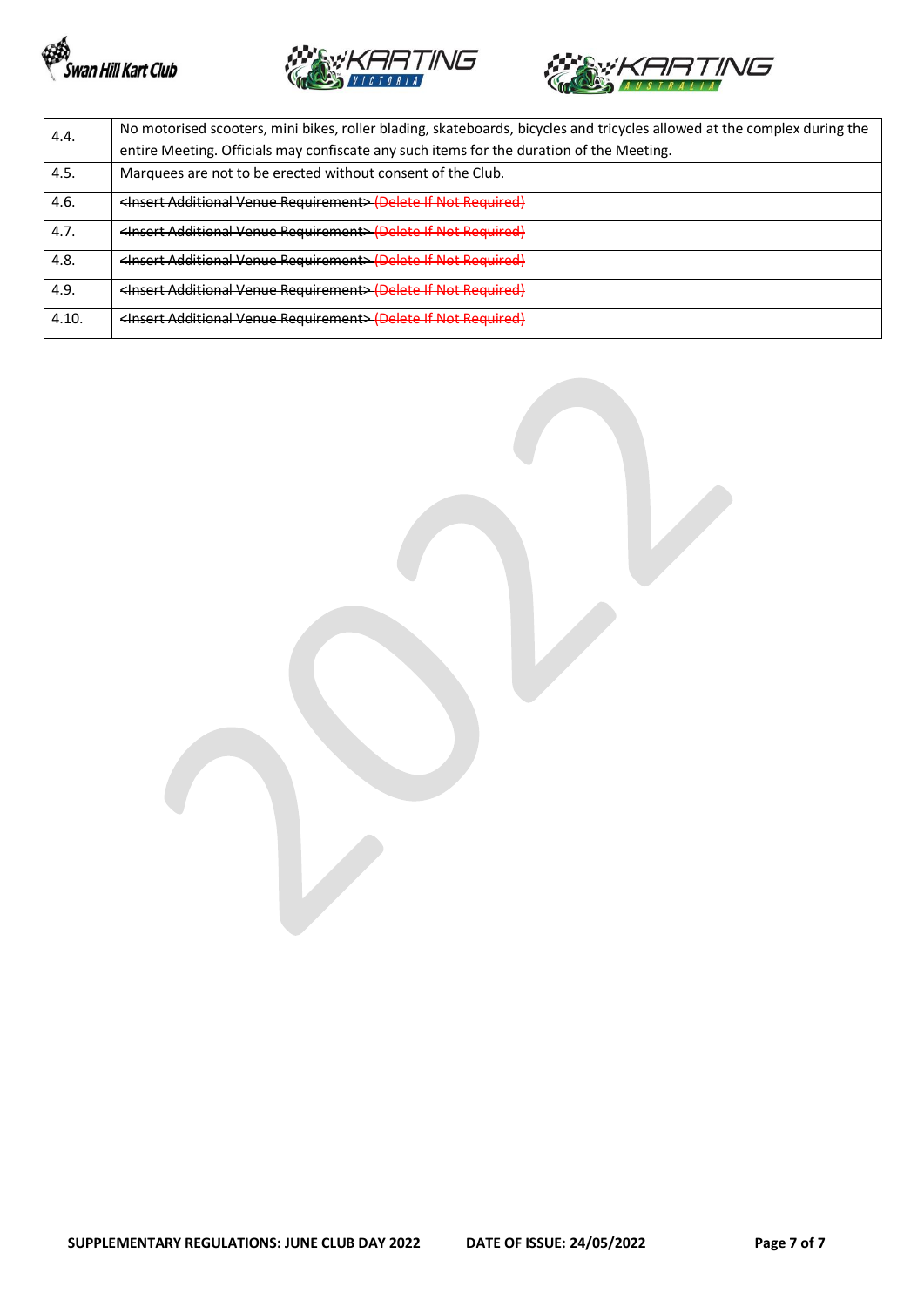| | |
|---|---|
| 4.4. | No motorised scooters, mini bikes, roller blading, skateboards, bicycles and tricycles allowed at the complex during the entire Meeting. Officials may confiscate any such items for the duration of the Meeting. |
| 4.5. | Marquees are not to be erected without consent of the Club. |
| 4.6. | ~~<Insert Additional Venue Requirement> (Delete If Not Required)~~ |
| 4.7. | ~~<Insert Additional Venue Requirement> (Delete If Not Required)~~ |
| 4.8. | ~~<Insert Additional Venue Requirement> (Delete If Not Required)~~ |
| 4.9. | ~~<Insert Additional Venue Requirement> (Delete If Not Required)~~ |
| 4.10. | ~~<Insert Additional Venue Requirement> (Delete If Not Required)~~ |